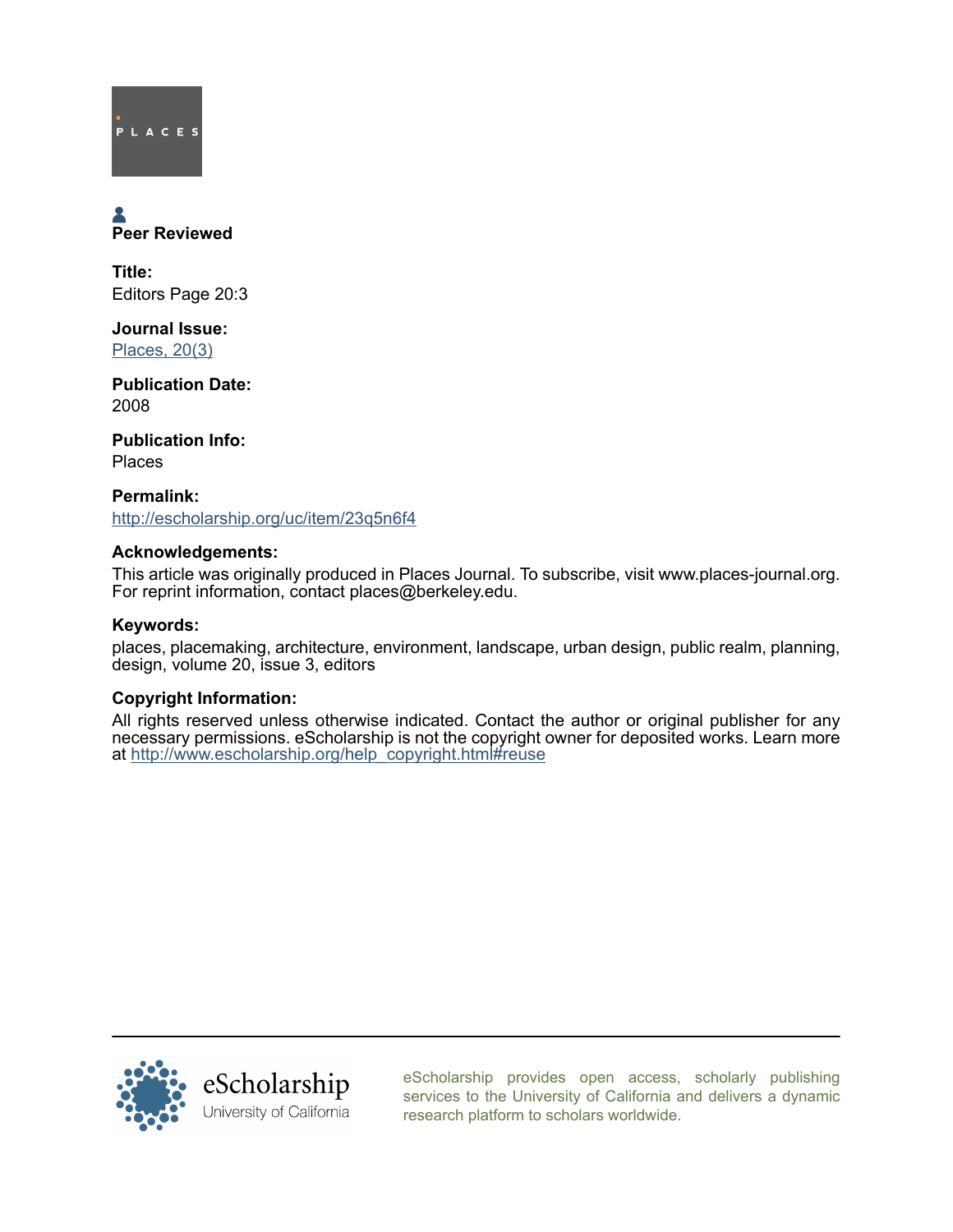PLACES

**Peer Reviewed**

**Title:**
Editors Page 20:3

**Journal Issue:**
Places, 20(3)

**Publication Date:**
2008

**Publication Info:**
Places

**Permalink:**
http://escholarship.org/uc/item/23q5n6f4

**Acknowledgements:**
This article was originally produced in Places Journal. To subscribe, visit www.places-journal.org. For reprint information, contact places@berkeley.edu.

**Keywords:**
places, placemaking, architecture, environment, landscape, urban design, public realm, planning, design, volume 20, issue 3, editors

**Copyright Information:**
All rights reserved unless otherwise indicated. Contact the author or original publisher for any necessary permissions. eScholarship is not the copyright owner for deposited works. Learn more at http://www.escholarship.org/help_copyright.html#reuse

eScholarship
University of California

eScholarship provides open access, scholarly publishing services to the University of California and delivers a dynamic research platform to scholars worldwide.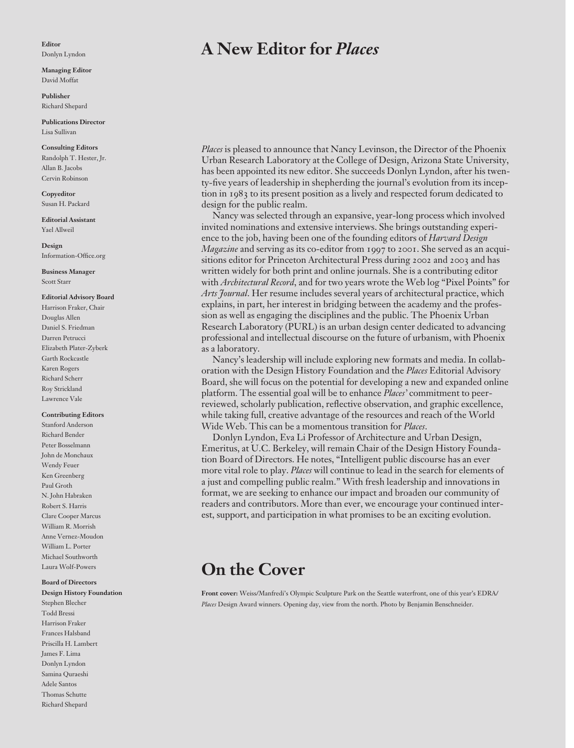**Editor**
Donlyn Lyndon

**Managing Editor**
David Moffat

**Publisher**
Richard Shepard

**Publications Director**
Lisa Sullivan

**Consulting Editors**
Randolph T. Hester, Jr.
Allan B. Jacobs
Cervin Robinson

**Copyeditor**
Susan H. Packard

**Editorial Assistant**
Yael Allweil

**Design**
Information-Office.org

**Business Manager**
Scott Starr

**Editorial Advisory Board**
Harrison Fraker, Chair
Douglas Allen
Daniel S. Friedman
Darren Petrucci
Elizabeth Plater-Zyberk
Garth Rockcastle
Karen Rogers
Richard Scherr
Roy Strickland
Lawrence Vale

**Contributing Editors**
Stanford Anderson
Richard Bender
Peter Bosselmann
John de Monchaux
Wendy Feuer
Ken Greenberg
Paul Groth
N. John Habraken
Robert S. Harris
Clare Cooper Marcus
William R. Morrish
Anne Vernez-Moudon
William L. Porter
Michael Southworth
Laura Wolf-Powers

**Board of Directors**
**Design History Foundation**
Stephen Blecher
Todd Bressi
Harrison Fraker
Frances Halsband
Priscilla H. Lambert
James F. Lima
Donlyn Lyndon
Samina Quraeshi
Adele Santos
Thomas Schutte
Richard Shepard

# A New Editor for *Places*

*Places* is pleased to announce that Nancy Levinson, the Director of the Phoenix Urban Research Laboratory at the College of Design, Arizona State University, has been appointed its new editor. She succeeds Donlyn Lyndon, after his twenty-five years of leadership in shepherding the journal's evolution from its inception in 1983 to its present position as a lively and respected forum dedicated to design for the public realm.

Nancy was selected through an expansive, year-long process which involved invited nominations and extensive interviews. She brings outstanding experience to the job, having been one of the founding editors of *Harvard Design Magazine* and serving as its co-editor from 1997 to 2001. She served as an acquisitions editor for Princeton Architectural Press during 2002 and 2003 and has written widely for both print and online journals. She is a contributing editor with *Architectural Record*, and for two years wrote the Web log "Pixel Points" for *Arts Journal*. Her resume includes several years of architectural practice, which explains, in part, her interest in bridging between the academy and the profession as well as engaging the disciplines and the public. The Phoenix Urban Research Laboratory (PURL) is an urban design center dedicated to advancing professional and intellectual discourse on the future of urbanism, with Phoenix as a laboratory.

Nancy's leadership will include exploring new formats and media. In collaboration with the Design History Foundation and the *Places* Editorial Advisory Board, she will focus on the potential for developing a new and expanded online platform. The essential goal will be to enhance *Places'* commitment to peer-reviewed, scholarly publication, reflective observation, and graphic excellence, while taking full, creative advantage of the resources and reach of the World Wide Web. This can be a momentous transition for *Places*.

Donlyn Lyndon, Eva Li Professor of Architecture and Urban Design, Emeritus, at U.C. Berkeley, will remain Chair of the Design History Foundation Board of Directors. He notes, "Intelligent public discourse has an ever more vital role to play. *Places* will continue to lead in the search for elements of a just and compelling public realm." With fresh leadership and innovations in format, we are seeking to enhance our impact and broaden our community of readers and contributors. More than ever, we encourage your continued interest, support, and participation in what promises to be an exciting evolution.

# On the Cover

**Front cover:** Weiss/Manfredi's Olympic Sculpture Park on the Seattle waterfront, one of this year's EDRA/*Places* Design Award winners. Opening day, view from the north. Photo by Benjamin Benschneider.